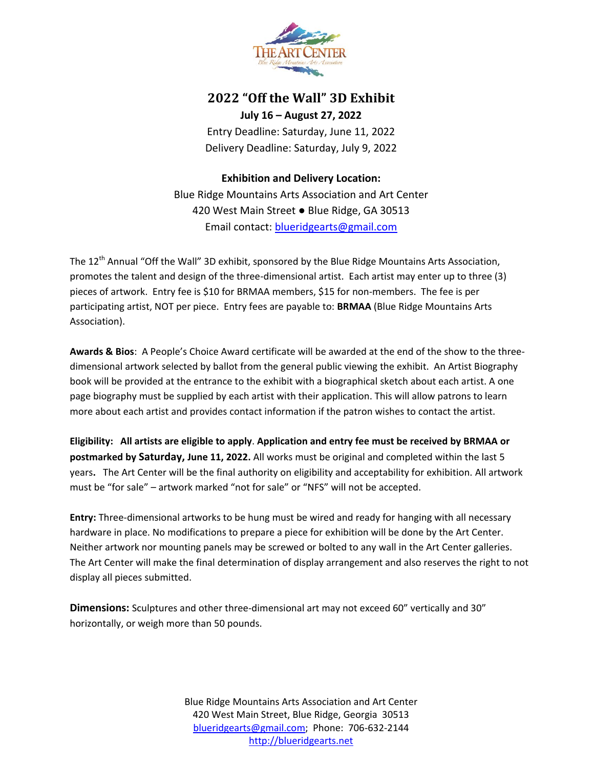# 2022 "Off the Wall" 3D Exhibit

**July 16 – August 27, 2022**

Entry Deadline: Saturday, June 11, 2022

Delivery Deadline: Saturday, July 9, 2022

**Exhibition and Delivery Location:**

Blue Ridge Mountains Arts Association and Art Center

420 West Main Street ● Blue Ridge, GA 30513

Email contact: blueridgearts@gmail.com

The 12th Annual "Off the Wall" 3D exhibit, sponsored by the Blue Ridge Mountains Arts Association, promotes the talent and design of the three-dimensional artist. Each artist may enter up to three (3) pieces of artwork. Entry fee is $10 for BRMAA members, $15 for non-members. The fee is per participating artist, NOT per piece. Entry fees are payable to: **BRMAA** (Blue Ridge Mountains Arts Association).

**Awards & Bios**: A People's Choice Award certificate will be awarded at the end of the show to the three-dimensional artwork selected by ballot from the general public viewing the exhibit. An Artist Biography book will be provided at the entrance to the exhibit with a biographical sketch about each artist. A one page biography must be supplied by each artist with their application. This will allow patrons to learn more about each artist and provides contact information if the patron wishes to contact the artist.

**Eligibility: All artists are eligible to apply**. **Application and entry fee must be received by BRMAA or postmarked by Saturday, June 11, 2022.** All works must be original and completed within the last 5 years**.** The Art Center will be the final authority on eligibility and acceptability for exhibition. All artwork must be "for sale" – artwork marked "not for sale" or "NFS" will not be accepted.

**Entry:** Three-dimensional artworks to be hung must be wired and ready for hanging with all necessary hardware in place. No modifications to prepare a piece for exhibition will be done by the Art Center. Neither artwork nor mounting panels may be screwed or bolted to any wall in the Art Center galleries. The Art Center will make the final determination of display arrangement and also reserves the right to not display all pieces submitted.

**Dimensions:** Sculptures and other three-dimensional art may not exceed 60" vertically and 30" horizontally, or weigh more than 50 pounds.

Blue Ridge Mountains Arts Association and Art Center
420 West Main Street, Blue Ridge, Georgia 30513
blueridgearts@gmail.com; Phone: 706-632-2144
http://blueridgearts.net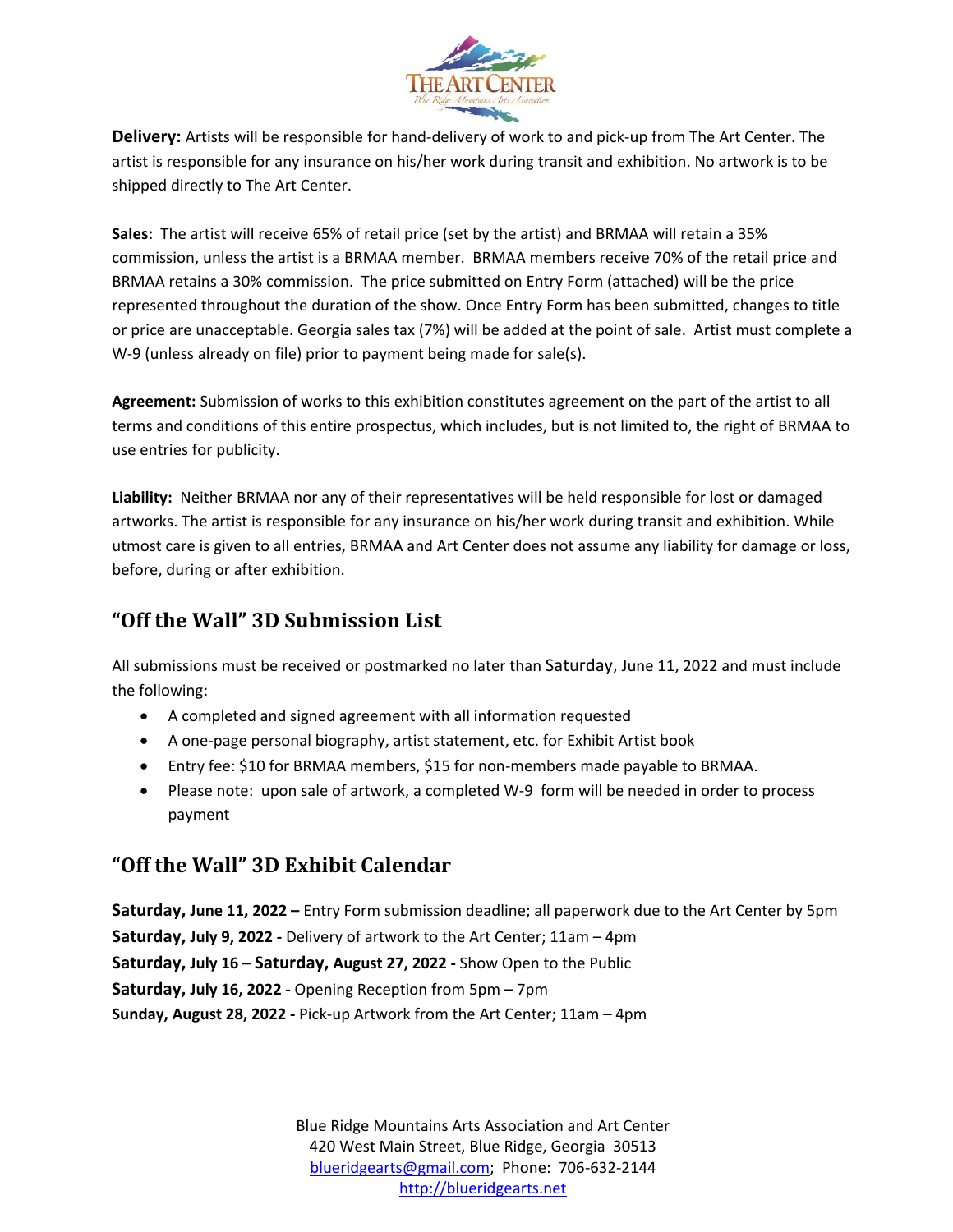**Delivery:** Artists will be responsible for hand-delivery of work to and pick-up from The Art Center. The artist is responsible for any insurance on his/her work during transit and exhibition. No artwork is to be shipped directly to The Art Center.

**Sales:** The artist will receive 65% of retail price (set by the artist) and BRMAA will retain a 35% commission, unless the artist is a BRMAA member. BRMAA members receive 70% of the retail price and BRMAA retains a 30% commission. The price submitted on Entry Form (attached) will be the price represented throughout the duration of the show. Once Entry Form has been submitted, changes to title or price are unacceptable. Georgia sales tax (7%) will be added at the point of sale. Artist must complete a W-9 (unless already on file) prior to payment being made for sale(s).

**Agreement:** Submission of works to this exhibition constitutes agreement on the part of the artist to all terms and conditions of this entire prospectus, which includes, but is not limited to, the right of BRMAA to use entries for publicity.

**Liability:** Neither BRMAA nor any of their representatives will be held responsible for lost or damaged artworks. The artist is responsible for any insurance on his/her work during transit and exhibition. While utmost care is given to all entries, BRMAA and Art Center does not assume any liability for damage or loss, before, during or after exhibition.

## "Off the Wall" 3D Submission List

All submissions must be received or postmarked no later than Saturday, June 11, 2022 and must include the following:

- A completed and signed agreement with all information requested
- A one-page personal biography, artist statement, etc. for Exhibit Artist book
- Entry fee: $10 for BRMAA members, $15 for non-members made payable to BRMAA.
- Please note: upon sale of artwork, a completed W-9 form will be needed in order to process payment

## "Off the Wall" 3D Exhibit Calendar

**Saturday, June 11, 2022 –** Entry Form submission deadline; all paperwork due to the Art Center by 5pm
**Saturday, July 9, 2022 -** Delivery of artwork to the Art Center; 11am – 4pm
**Saturday, July 16 – Saturday, August 27, 2022 -** Show Open to the Public
**Saturday, July 16, 2022 -** Opening Reception from 5pm – 7pm
**Sunday, August 28, 2022 -** Pick-up Artwork from the Art Center; 11am – 4pm

Blue Ridge Mountains Arts Association and Art Center
420 West Main Street, Blue Ridge, Georgia 30513
blueridgearts@gmail.com; Phone: 706-632-2144
http://blueridgearts.net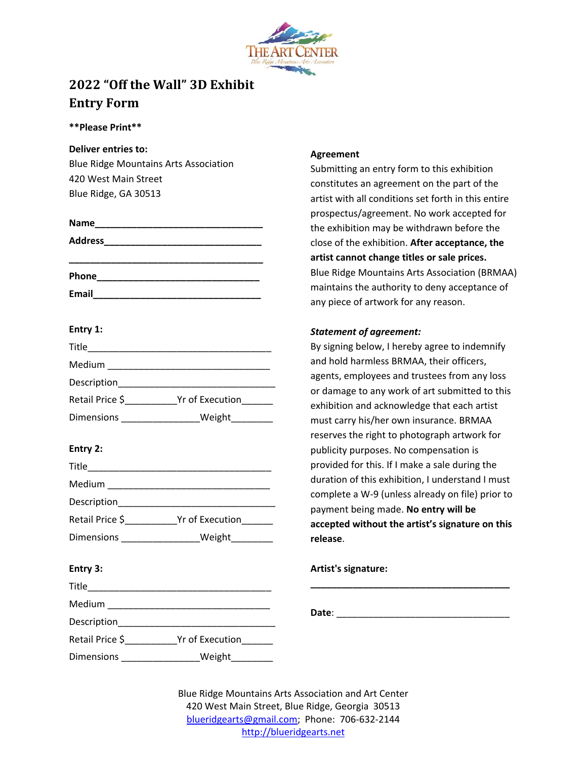# 2022 "Off the Wall" 3D Exhibit
# Entry Form

****Please Print****

**Deliver entries to:**
Blue Ridge Mountains Arts Association
420 West Main Street
Blue Ridge, GA 30513

**Name**________________________________

**Address**______________________________

________________________________________

**Phone**_______________________________

**Email**________________________________

**Entry 1:**

Title___________________________________

Medium ________________________________

Description______________________________

Retail Price $__________Yr of Execution______

Dimensions _______________Weight________

**Entry 2:**

Title___________________________________

Medium ________________________________

Description______________________________

Retail Price $__________Yr of Execution______

Dimensions _______________Weight________

**Entry 3:**

Title___________________________________

Medium ________________________________

Description______________________________

Retail Price $__________Yr of Execution______

Dimensions _______________Weight________

**Agreement**

Submitting an entry form to this exhibition constitutes an agreement on the part of the artist with all conditions set forth in this entire prospectus/agreement. No work accepted for the exhibition may be withdrawn before the close of the exhibition. **After acceptance, the artist cannot change titles or sale prices.** Blue Ridge Mountains Arts Association (BRMAA) maintains the authority to deny acceptance of any piece of artwork for any reason.

***Statement of agreement:***

By signing below, I hereby agree to indemnify and hold harmless BRMAA, their officers, agents, employees and trustees from any loss or damage to any work of art submitted to this exhibition and acknowledge that each artist must carry his/her own insurance. BRMAA reserves the right to photograph artwork for publicity purposes. No compensation is provided for this. If I make a sale during the duration of this exhibition, I understand I must complete a W-9 (unless already on file) prior to payment being made. **No entry will be accepted without the artist's signature on this release**.

**Artist's signature:**

________________________________________

**Date**: __________________________________

Blue Ridge Mountains Arts Association and Art Center
420 West Main Street, Blue Ridge, Georgia 30513
blueridgearts@gmail.com; Phone: 706-632-2144
http://blueridgearts.net